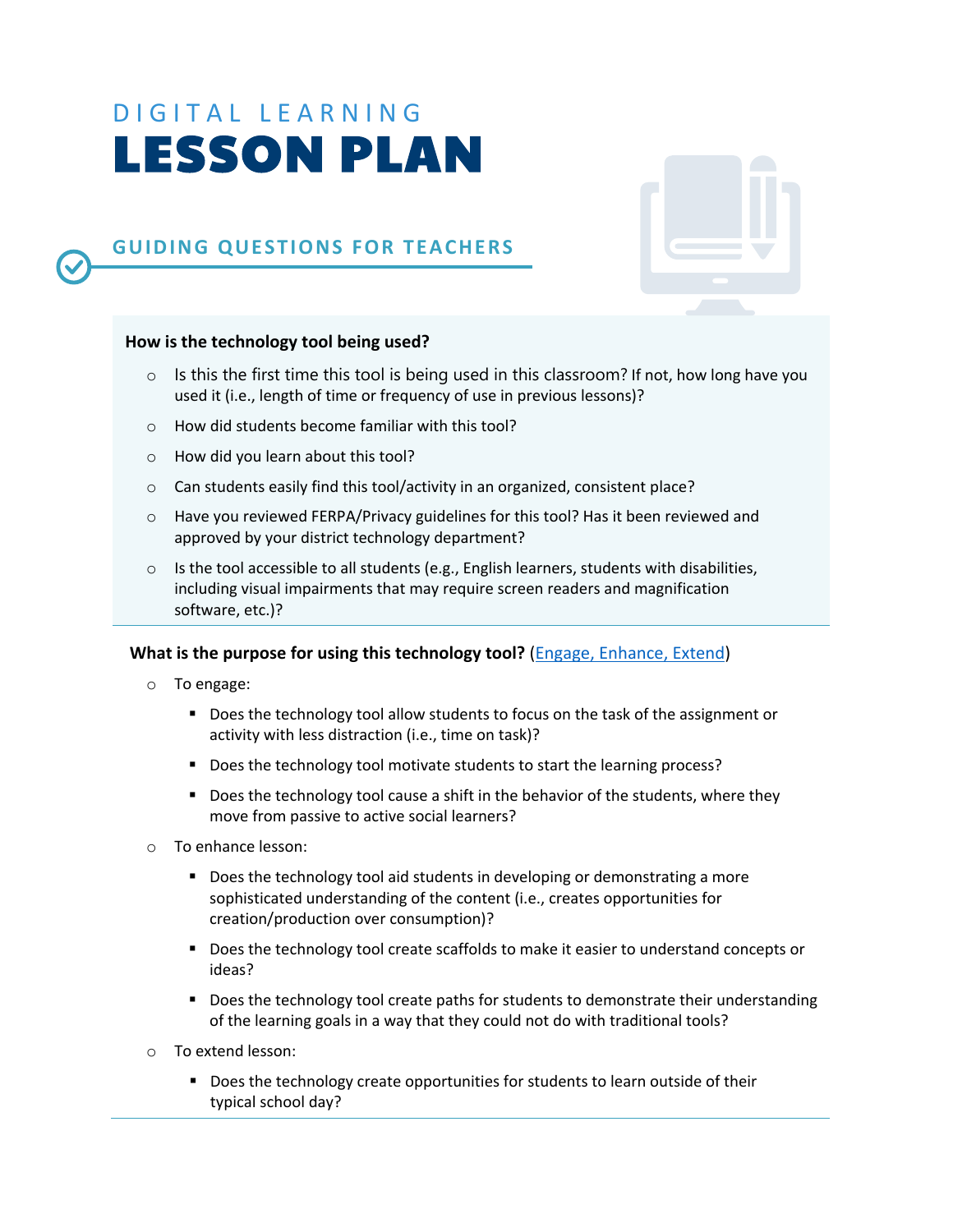# DIGITAL LEARNING LESSON PLAN

## GUIDING QUESTIONS FOR TEACHERS

**How is the technology tool being used?**

- Is this the first time this tool is being used in this classroom? If not, how long have you used it (i.e., length of time or frequency of use in previous lessons)?
- How did students become familiar with this tool?
- How did you learn about this tool?
- Can students easily find this tool/activity in an organized, consistent place?
- Have you reviewed FERPA/Privacy guidelines for this tool? Has it been reviewed and approved by your district technology department?
- Is the tool accessible to all students (e.g., English learners, students with disabilities, including visual impairments that may require screen readers and magnification software, etc.)?

**What is the purpose for using this technology tool?** (Engage, Enhance, Extend)

- To engage:
  - Does the technology tool allow students to focus on the task of the assignment or activity with less distraction (i.e., time on task)?
  - Does the technology tool motivate students to start the learning process?
  - Does the technology tool cause a shift in the behavior of the students, where they move from passive to active social learners?
- To enhance lesson:
  - Does the technology tool aid students in developing or demonstrating a more sophisticated understanding of the content (i.e., creates opportunities for creation/production over consumption)?
  - Does the technology tool create scaffolds to make it easier to understand concepts or ideas?
  - Does the technology tool create paths for students to demonstrate their understanding of the learning goals in a way that they could not do with traditional tools?
- To extend lesson:
  - Does the technology create opportunities for students to learn outside of their typical school day?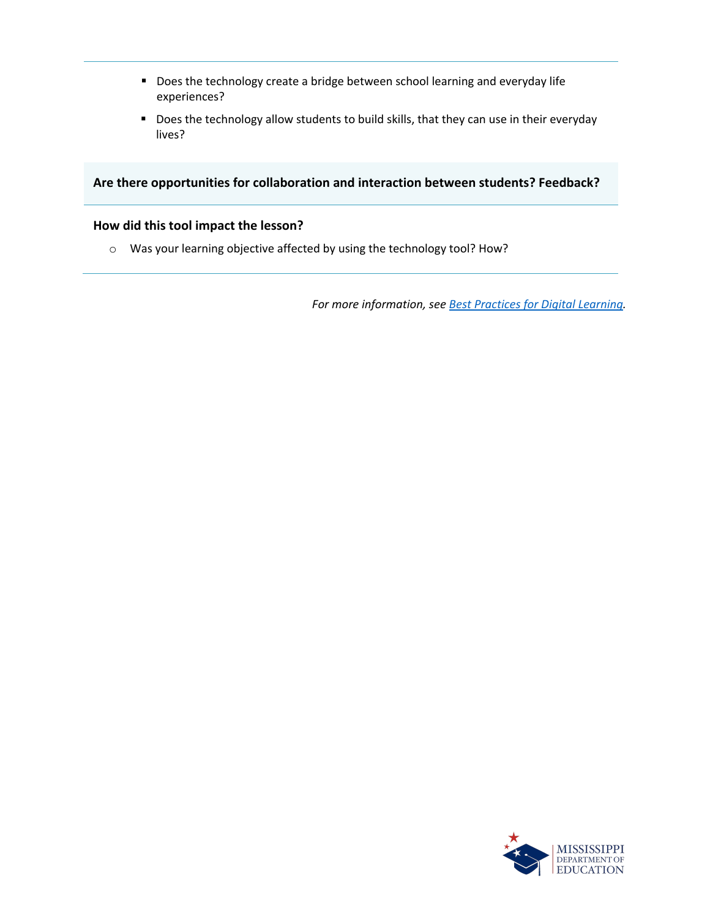- Does the technology create a bridge between school learning and everyday life experiences?
- Does the technology allow students to build skills, that they can use in their everyday lives?

**Are there opportunities for collaboration and interaction between students? Feedback?**

**How did this tool impact the lesson?**

- Was your learning objective affected by using the technology tool? How?

*For more information, see [Best Practices for Digital Learning](Best Practices for Digital Learning).*